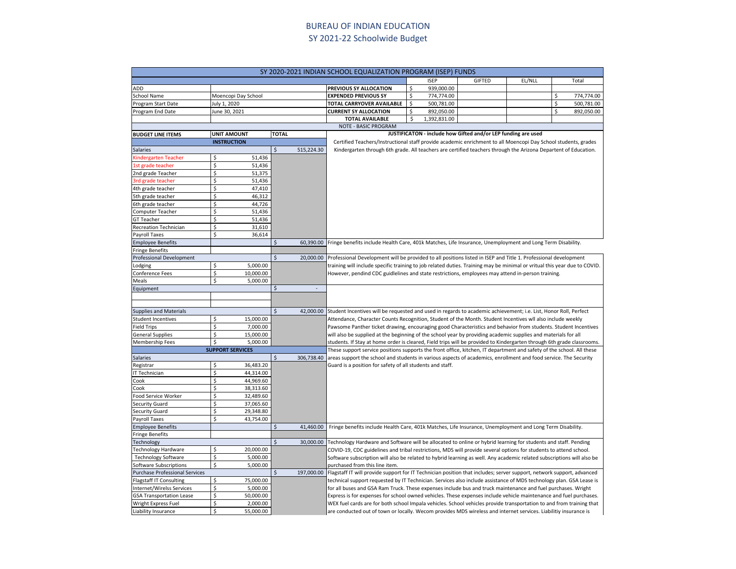# BUREAU OF INDIAN EDUCATION

## SY 2021-22 Schoolwide Budget

| SY 2020-2021 INDIAN SCHOOL EQUALIZATION PROGRAM (ISEP) FUNDS | | | | | | | |
|---|---|---|---|---|---|---|---|
| | | | | ISEP | GIFTED | EL/NLL | Total |
| ADD | | | PREVIOUS SY ALLOCATION | $ 939,000.00 | | | |
| School Name | Moencopi Day School | | EXPENDED PREVIOUS SY | $ 774,774.00 | | | $ 774,774.00 |
| Program Start Date | July 1, 2020 | | TOTAL CARRYOVER AVAILABLE | $ 500,781.00 | | | $ 500,781.00 |
| Program End Date | June 30, 2021 | | CURRENT SY ALLOCATION | $ 892,050.00 | | | $ 892,050.00 |
| | | | TOTAL AVAILABLE | $ 1,392,831.00 | | | |
| | | | NOTE - BASIC PROGRAM | | | | |

| BUDGET LINE ITEMS | UNIT AMOUNT | TOTAL | JUSTIFICATON - include how Gifted and/or LEP funding are used |
|---|---|---|---|
| **INSTRUCTION** | | | |
| Salaries | | $ 515,224.30 | Certified Teachers/Instructional staff provide academic enrichment to all Moencopi Day School students, grades Kindergarten through 6th grade. All teachers are certified teachers through the Arizona Departent of Education. |
| Kindergarten Teacher | $ 51,436 | | |
| 1st grade teacher | $ 51,436 | | |
| 2nd grade Teacher | $ 51,375 | | |
| 3rd grade teacher | $ 51,436 | | |
| 4th grade teacher | $ 47,410 | | |
| 5th grade teacher | $ 46,312 | | |
| 6th grade teacher | $ 44,726 | | |
| Computer Teacher | $ 51,436 | | |
| GT Teacher | $ 51,436 | | |
| Recreation Technician | $ 31,610 | | |
| Payroll Taxes | $ 36,614 | | |
| Employee Benefits | | $ 60,390.00 | Fringe benefits include Health Care, 401k Matches, Life Insurance, Unemployment and Long Term Disability. |
| Fringe Benefits | | | |
| Professional Development | | $ 20,000.00 | Professional Development will be provided to all positions listed in ISEP and Title 1. Professional development training will include specific training to job related duties. Training may be minimal or vritual this year due to COVID. However, pendind CDC guidlelines and state restrictions, employees may attend in-person training. |
| Lodging | $ 5,000.00 | | |
| Conference Fees | $ 10,000.00 | | |
| Meals | $ 5,000.00 | | |
| Equipment | | $ - | |
| | | | |
| | | | |
| Supplies and Materials | | $ 42,000.00 | Student Incentives will be requested and used in regards to academic achievement; i.e. List, Honor Roll, Perfect Attendance, Character Counts Recognition, Student of the Month. Student Incentives wll also include weekly Pawsome Panther ticket drawing, encouraging good Characteristics and behavior from students. Student Incentives will also be supplied at the beginning of the school year by providing academic supplies and materials for all students. If Stay at home order is cleared, Field trips will be provided to Kindergarten through 6th grade classrooms. |
| Student Incentives | $ 15,000.00 | | |
| Field Trips | $ 7,000.00 | | |
| General Supplies | $ 15,000.00 | | |
| Membership Fees | $ 5,000.00 | | |
| **SUPPORT SERVICES** | | | These support service positions supports the front office, kitchen, IT department and safety of the school. All these areas support the school and students in various aspects of academics, enrollment and food service. The Security Guard is a position for safety of all students and staff. |
| Salaries | | $ 306,738.40 | |
| Registrar | $ 36,483.20 | | |
| IT Technician | $ 44,314.00 | | |
| Cook | $ 44,969.60 | | |
| Cook | $ 38,313.60 | | |
| Food Service Worker | $ 32,489.60 | | |
| Security Guard | $ 37,065.60 | | |
| Security Guard | $ 29,348.80 | | |
| Payroll Taxes | $ 43,754.00 | | |
| Employee Benefits | | $ 41,460.00 | Fringe benefits include Health Care, 401k Matches, Life Insurance, Unemployment and Long Term Disability. |
| Fringe Benefits | | | |
| Technology | | $ 30,000.00 | Technology Hardware and Software will be allocated to online or hybrid learning for students and staff. Pending COVID-19, CDC guidelines and tribal restrictions, MDS will provide several options for students to attend school. Software subscription will also be related to hybrid learning as well. Any academic related subscriptions will also be purchased from this line item. |
| Technology Hardware | $ 20,000.00 | | |
| Technology Software | $ 5,000.00 | | |
| Software Subscriptions | $ 5,000.00 | | |
| Purchase Professional Services | | $ 197,000.00 | Flagstaff IT will provide support for IT Technician position that includes; server support, network support, advanced technical support requested by IT Technician. Services also include assistance of MDS technology plan. GSA Lease is for all buses and GSA Ram Truck. These expenses include bus and truck maintenance and fuel purchases. Wright Express is for expenses for school owned vehicles. These expenses include vehicle maintenance and fuel purchases. WEX fuel cards are for both school Impala vehicles. School vehicles provide transportation to and from training that are conducted out of town or locally. Wecom provides MDS wireless and internet services. Liabilitiy insurance is |
| Flagstaff IT Consulting | $ 75,000.00 | | |
| Internet/Wirelss Services | $ 5,000.00 | | |
| GSA Transportation Lease | $ 50,000.00 | | |
| Wright Express Fuel | $ 2,000.00 | | |
| Liability Insurance | $ 55,000.00 | | |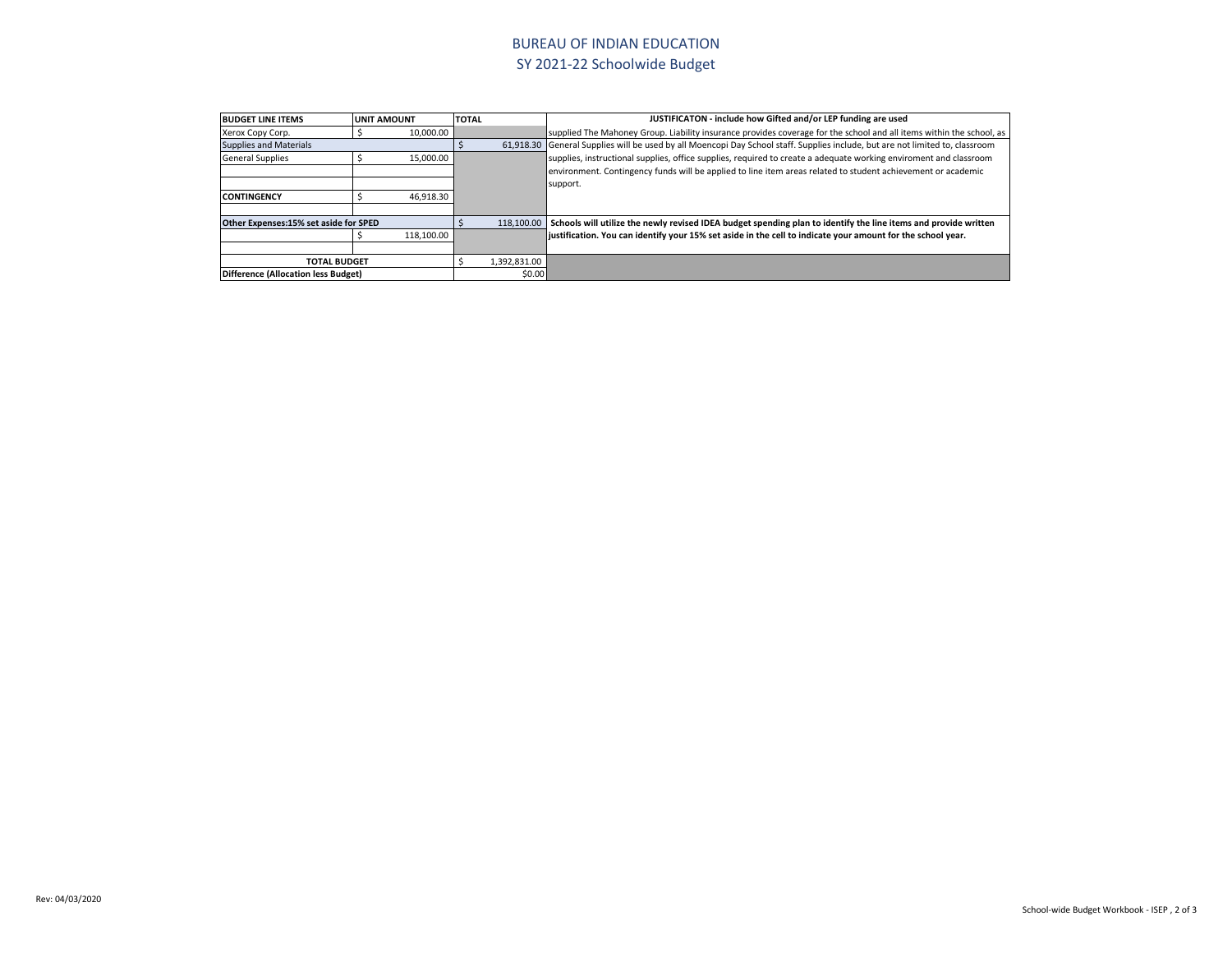# BUREAU OF INDIAN EDUCATION

## SY 2021-22 Schoolwide Budget

| BUDGET LINE ITEMS | UNIT AMOUNT | TOTAL | JUSTIFICATON - include how Gifted and/or LEP funding are used |
|---|---|---|---|
| Xerox Copy Corp. | $ 10,000.00 | | supplied The Mahoney Group. Liability insurance provides coverage for the school and all items within the school, as |
| Supplies and Materials | | $ 61,918.30 | General Supplies will be used by all Moencopi Day School staff. Supplies include, but are not limited to, classroom supplies, instructional supplies, office supplies, required to create a adequate working enviroment and classroom environment. Contingency funds will be applied to line item areas related to student achievement or academic support. |
| General Supplies | $ 15,000.00 | | |
| | | | |
| | | | |
| **CONTINGENCY** | $ 46,918.30 | | |
| | | | |
| **Other Expenses:15% set aside for SPED** | | $ 118,100.00 | **Schools will utilize the newly revised IDEA budget spending plan to identify the line items and provide written justification. You can identify your 15% set aside in the cell to indicate your amount for the school year.** |
| | $ 118,100.00 | | |
| | | | |
| **TOTAL BUDGET** | | $ 1,392,831.00 | |
| **Difference (Allocation less Budget)** | | $0.00 | |

Rev: 04/03/2020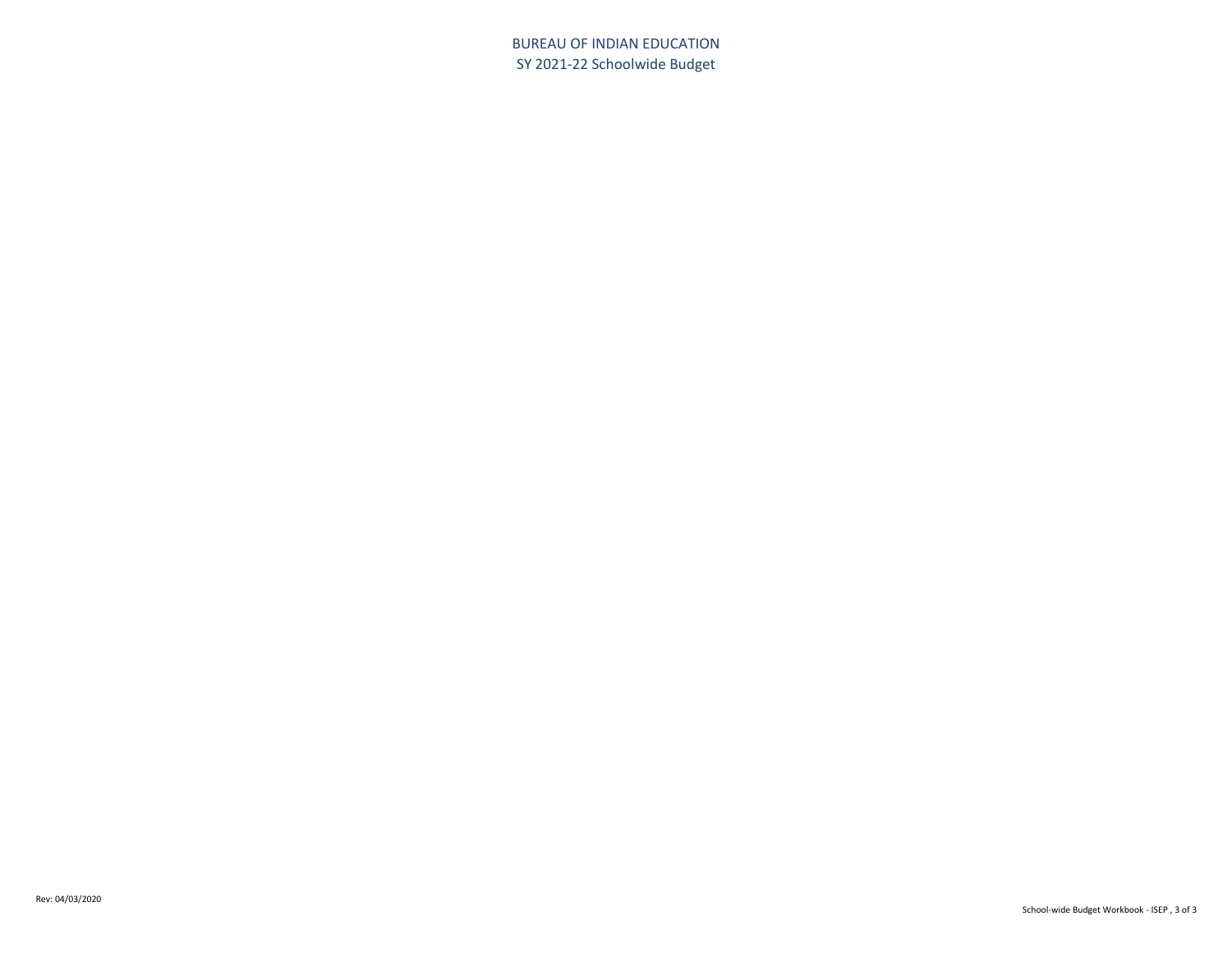BUREAU OF INDIAN EDUCATION

SY 2021-22 Schoolwide Budget

Rev: 04/03/2020